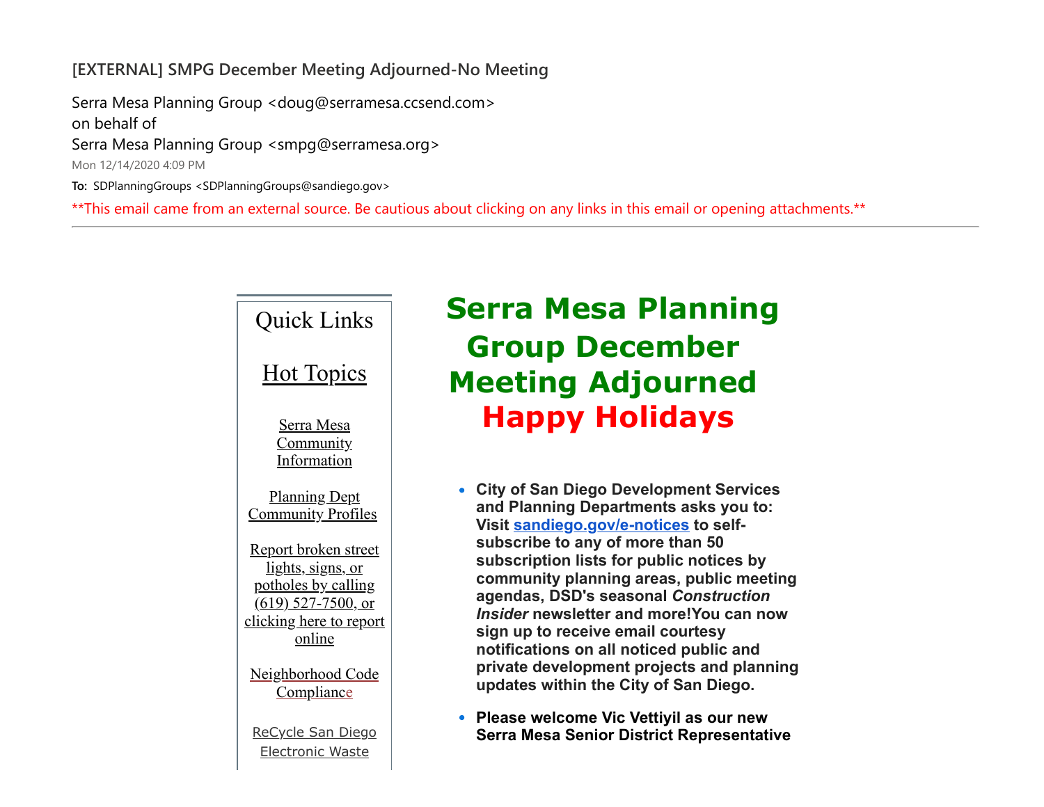# [EXTERNAL] SMPG December Meeting Adjourned-No Meeting

Serra Mesa Planning Group <doug@serramesa.ccsend.com>
on behalf of
Serra Mesa Planning Group <smpg@serramesa.org>

Mon 12/14/2020 4:09 PM

**To:** SDPlanningGroups <SDPlanningGroups@sandiego.gov>

**This email came from an external source. Be cautious about clicking on any links in this email or opening attachments.**

---

## Serra Mesa Planning Group December Meeting Adjourned

## Happy Holidays

- **City of San Diego Development Services and Planning Departments asks you to: Visit sandiego.gov/e-notices to self-subscribe to any of more than 50 subscription lists for public notices by community planning areas, public meeting agendas, DSD's seasonal *Construction Insider* newsletter and more!You can now sign up to receive email courtesy notifications on all noticed public and private development projects and planning updates within the City of San Diego.**
- **Please welcome Vic Vettiyil as our new Serra Mesa Senior District Representative**

Quick Links

Hot Topics

Serra Mesa Community Information

Planning Dept Community Profiles

Report broken street lights, signs, or potholes by calling (619) 527-7500, or clicking here to report online

Neighborhood Code Compliance

ReCycle San Diego Electronic Waste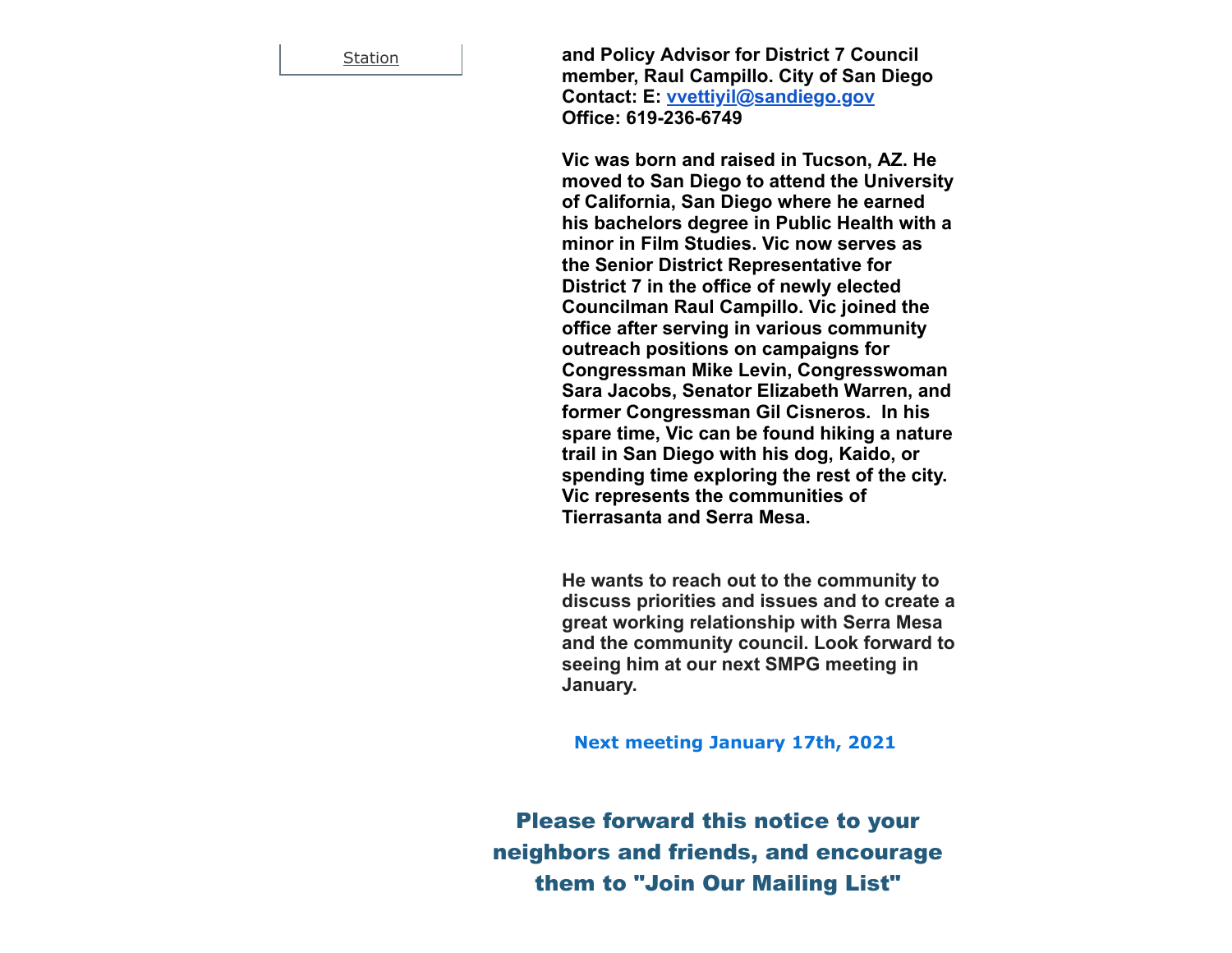Station

**and Policy Advisor for District 7 Council member, Raul Campillo. City of San Diego Contact: E: [vvettiyil@sandiego.gov](mailto:vvettiyil@sandiego.gov) Office: 619-236-6749**

**Vic was born and raised in Tucson, AZ. He moved to San Diego to attend the University of California, San Diego where he earned his bachelors degree in Public Health with a minor in Film Studies. Vic now serves as the Senior District Representative for District 7 in the office of newly elected Councilman Raul Campillo. Vic joined the office after serving in various community outreach positions on campaigns for Congressman Mike Levin, Congresswoman Sara Jacobs, Senator Elizabeth Warren, and former Congressman Gil Cisneros. In his spare time, Vic can be found hiking a nature trail in San Diego with his dog, Kaido, or spending time exploring the rest of the city. Vic represents the communities of Tierrasanta and Serra Mesa.**

**He wants to reach out to the community to discuss priorities and issues and to create a great working relationship with Serra Mesa and the community council. Look forward to seeing him at our next SMPG meeting in January.**

**Next meeting January 17th, 2021**

**Please forward this notice to your neighbors and friends, and encourage them to "Join Our Mailing List"**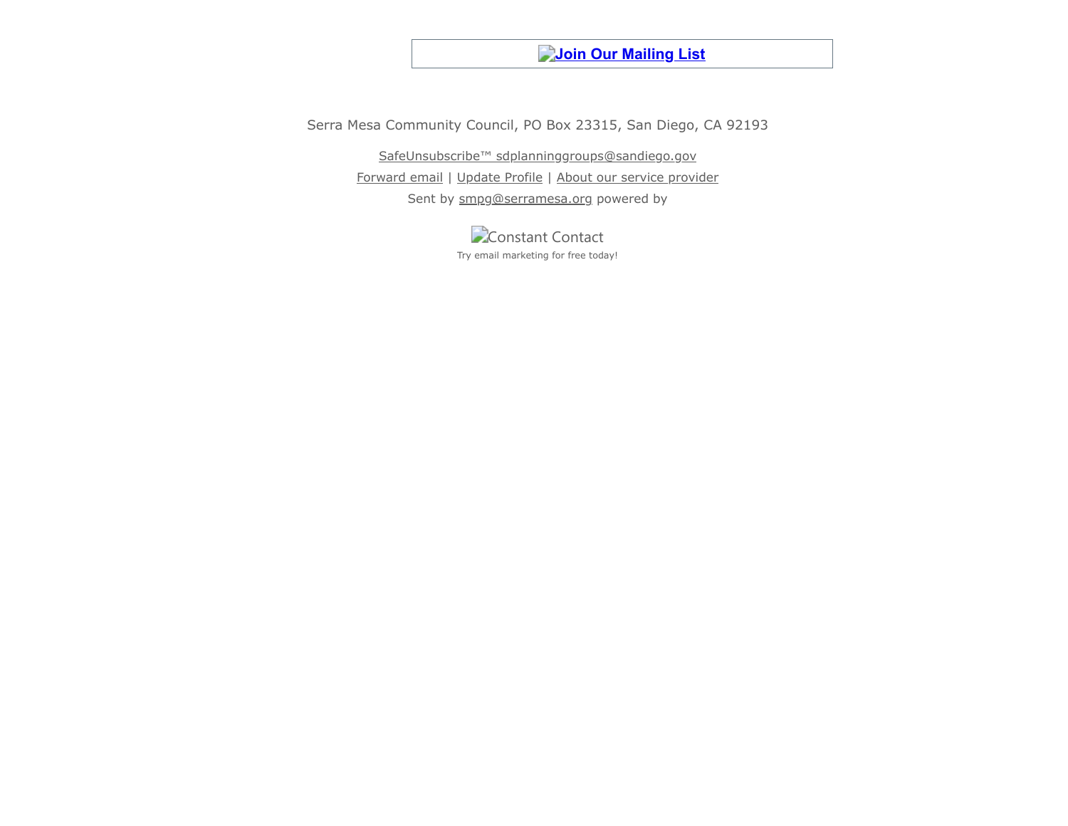Join Our Mailing List

Serra Mesa Community Council, PO Box 23315, San Diego, CA 92193

SafeUnsubscribe™ sdplanninggroups@sandiego.gov

Forward email | Update Profile | About our service provider

Sent by smpg@serramesa.org powered by

Constant Contact

Try email marketing for free today!